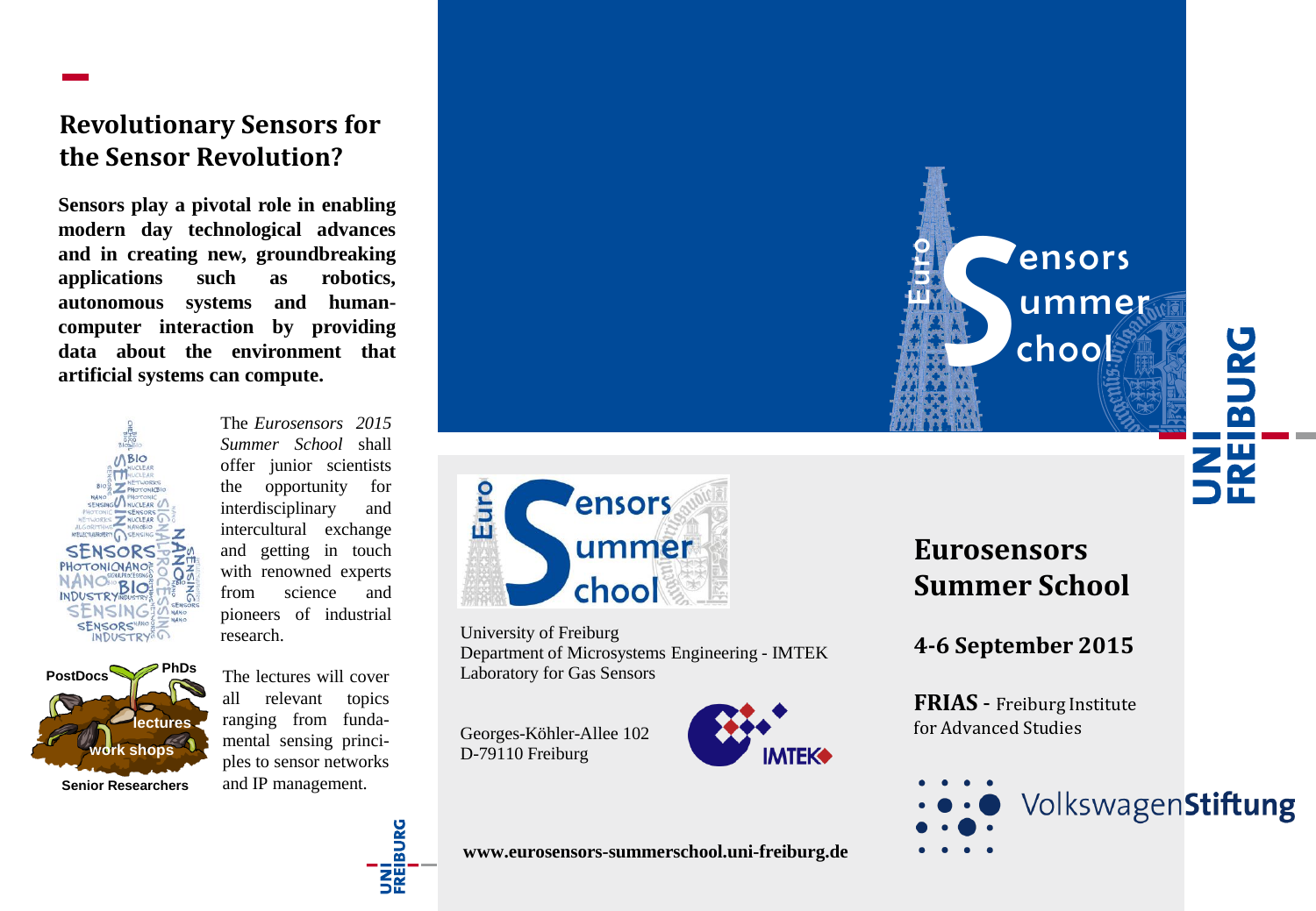## Revolutionary Sensors for the Sensor Revolution?

**Sensors play a pivotal role in enabling modern day technological advances and in creating new, groundbreaking applications such as robotics, autonomous systems and human-computer interaction by providing data about the environment that artificial systems can compute.**

The *Eurosensors 2015 Summer School* shall offer junior scientists the opportunity for interdisciplinary and intercultural exchange and getting in touch with renowned experts from science and pioneers of industrial research.

The lectures will cover all relevant topics ranging from fundamental sensing principles to sensor networks and IP management.

PostDocs PhDs lectures work shops Senior Researchers

Euro Sensors Summer School

University of Freiburg
Department of Microsystems Engineering - IMTEK
Laboratory for Gas Sensors

Georges-Köhler-Allee 102
D-79110 Freiburg

IMTEK

**www.eurosensors-summerschool.uni-freiburg.de**

UNI FREIBURG

## Eurosensors Summer School

### 4-6 September 2015

**FRIAS** - Freiburg Institute for Advanced Studies

Volkswagen**Stiftung**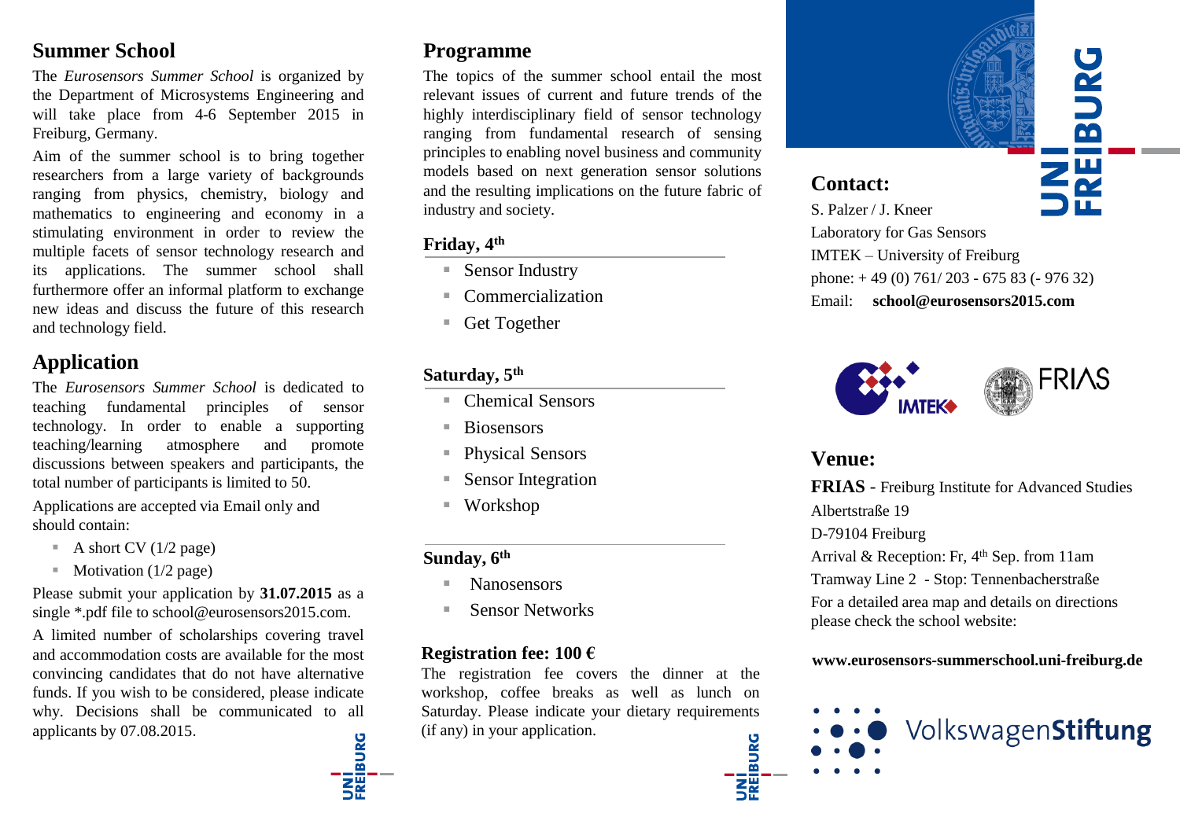## Summer School

The *Eurosensors Summer School* is organized by the Department of Microsystems Engineering and will take place from 4-6 September 2015 in Freiburg, Germany.

Aim of the summer school is to bring together researchers from a large variety of backgrounds ranging from physics, chemistry, biology and mathematics to engineering and economy in a stimulating environment in order to review the multiple facets of sensor technology research and its applications. The summer school shall furthermore offer an informal platform to exchange new ideas and discuss the future of this research and technology field.

## Application

The *Eurosensors Summer School* is dedicated to teaching fundamental principles of sensor technology. In order to enable a supporting teaching/learning atmosphere and promote discussions between speakers and participants, the total number of participants is limited to 50.

Applications are accepted via Email only and should contain:

- A short CV (1/2 page)
- Motivation (1/2 page)

Please submit your application by **31.07.2015** as a single *.pdf file to school@eurosensors2015.com.

A limited number of scholarships covering travel and accommodation costs are available for the most convincing candidates that do not have alternative funds. If you wish to be considered, please indicate why. Decisions shall be communicated to all applicants by 07.08.2015.

## Programme

The topics of the summer school entail the most relevant issues of current and future trends of the highly interdisciplinary field of sensor technology ranging from fundamental research of sensing principles to enabling novel business and community models based on next generation sensor solutions and the resulting implications on the future fabric of industry and society.

### Friday, 4th

- Sensor Industry
- Commercialization
- Get Together

### Saturday, 5th

- Chemical Sensors
- Biosensors
- Physical Sensors
- Sensor Integration
- Workshop

### Sunday, 6th

- Nanosensors
- Sensor Networks

### Registration fee: 100 €

The registration fee covers the dinner at the workshop, coffee breaks as well as lunch on Saturday. Please indicate your dietary requirements (if any) in your application.

UNI FREIBURG

## Contact:

S. Palzer / J. Kneer
Laboratory for Gas Sensors
IMTEK – University of Freiburg
phone: + 49 (0) 761/ 203 - 675 83 (- 976 32)
Email: **school@eurosensors2015.com**

IMTEK FRIAS

## Venue:

**FRIAS** - Freiburg Institute for Advanced Studies
Albertstraße 19
D-79104 Freiburg
Arrival & Reception: Fr, 4th Sep. from 11am
Tramway Line 2 - Stop: Tennenbacherstraße
For a detailed area map and details on directions please check the school website:

**www.eurosensors-summerschool.uni-freiburg.de**

VolkswagenStiftung